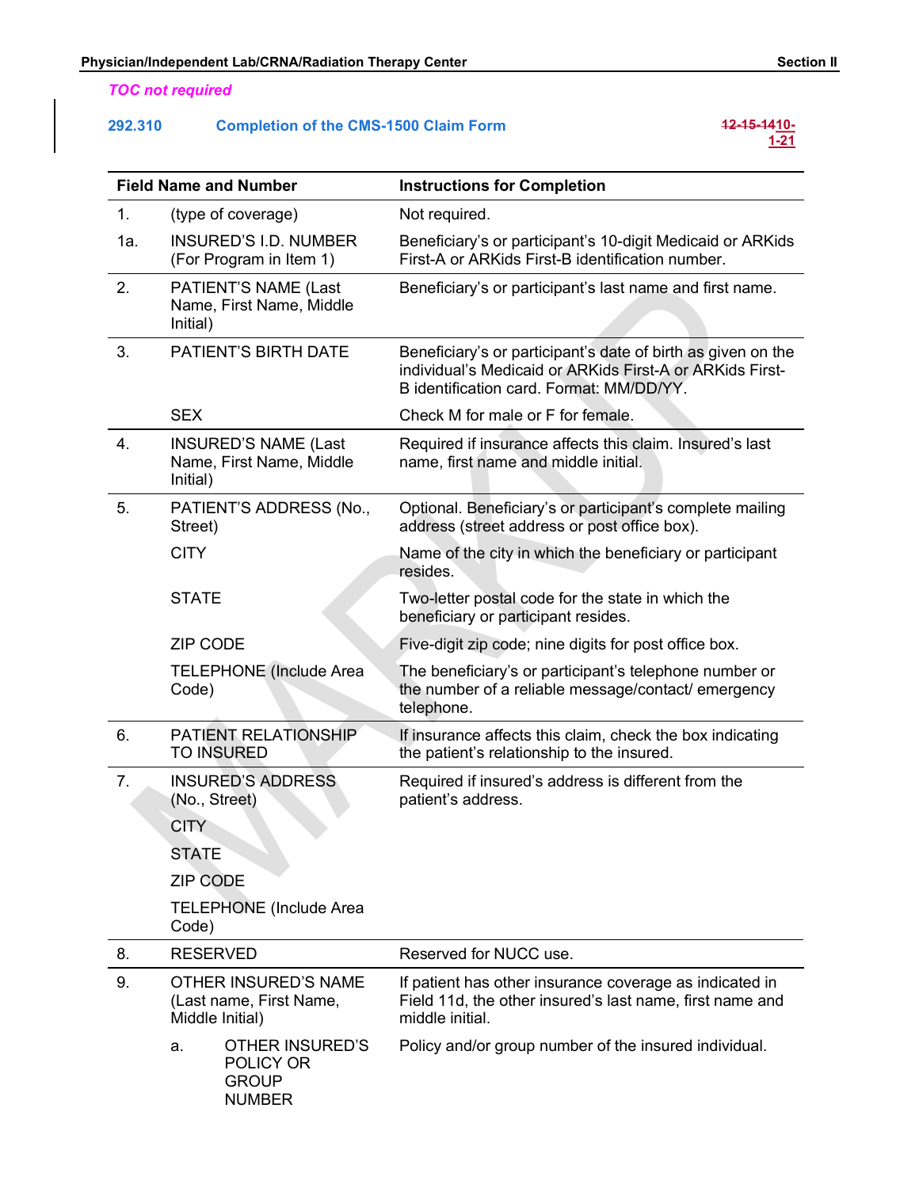*TOC not required*

## 292.310 Completion of the CMS-1500 Claim Form

~~12-15-14~~10-1-21

| Field Name and Number | | Instructions for Completion |
|---|---|---|
| 1. | (type of coverage) | Not required. |
| 1a. | INSURED'S I.D. NUMBER (For Program in Item 1) | Beneficiary's or participant's 10-digit Medicaid or ARKids First-A or ARKids First-B identification number. |
| 2. | PATIENT'S NAME (Last Name, First Name, Middle Initial) | Beneficiary's or participant's last name and first name. |
| 3. | PATIENT'S BIRTH DATE | Beneficiary's or participant's date of birth as given on the individual's Medicaid or ARKids First-A or ARKids First-B identification card. Format: MM/DD/YY. |
| | SEX | Check M for male or F for female. |
| 4. | INSURED'S NAME (Last Name, First Name, Middle Initial) | Required if insurance affects this claim. Insured's last name, first name and middle initial. |
| 5. | PATIENT'S ADDRESS (No., Street) | Optional. Beneficiary's or participant's complete mailing address (street address or post office box). |
| | CITY | Name of the city in which the beneficiary or participant resides. |
| | STATE | Two-letter postal code for the state in which the beneficiary or participant resides. |
| | ZIP CODE | Five-digit zip code; nine digits for post office box. |
| | TELEPHONE (Include Area Code) | The beneficiary's or participant's telephone number or the number of a reliable message/contact/ emergency telephone. |
| 6. | PATIENT RELATIONSHIP TO INSURED | If insurance affects this claim, check the box indicating the patient's relationship to the insured. |
| 7. | INSURED'S ADDRESS (No., Street) | Required if insured's address is different from the patient's address. |
| | CITY | |
| | STATE | |
| | ZIP CODE | |
| | TELEPHONE (Include Area Code) | |
| 8. | RESERVED | Reserved for NUCC use. |
| 9. | OTHER INSURED'S NAME (Last name, First Name, Middle Initial) | If patient has other insurance coverage as indicated in Field 11d, the other insured's last name, first name and middle initial. |
| | a. OTHER INSURED'S POLICY OR GROUP NUMBER | Policy and/or group number of the insured individual. |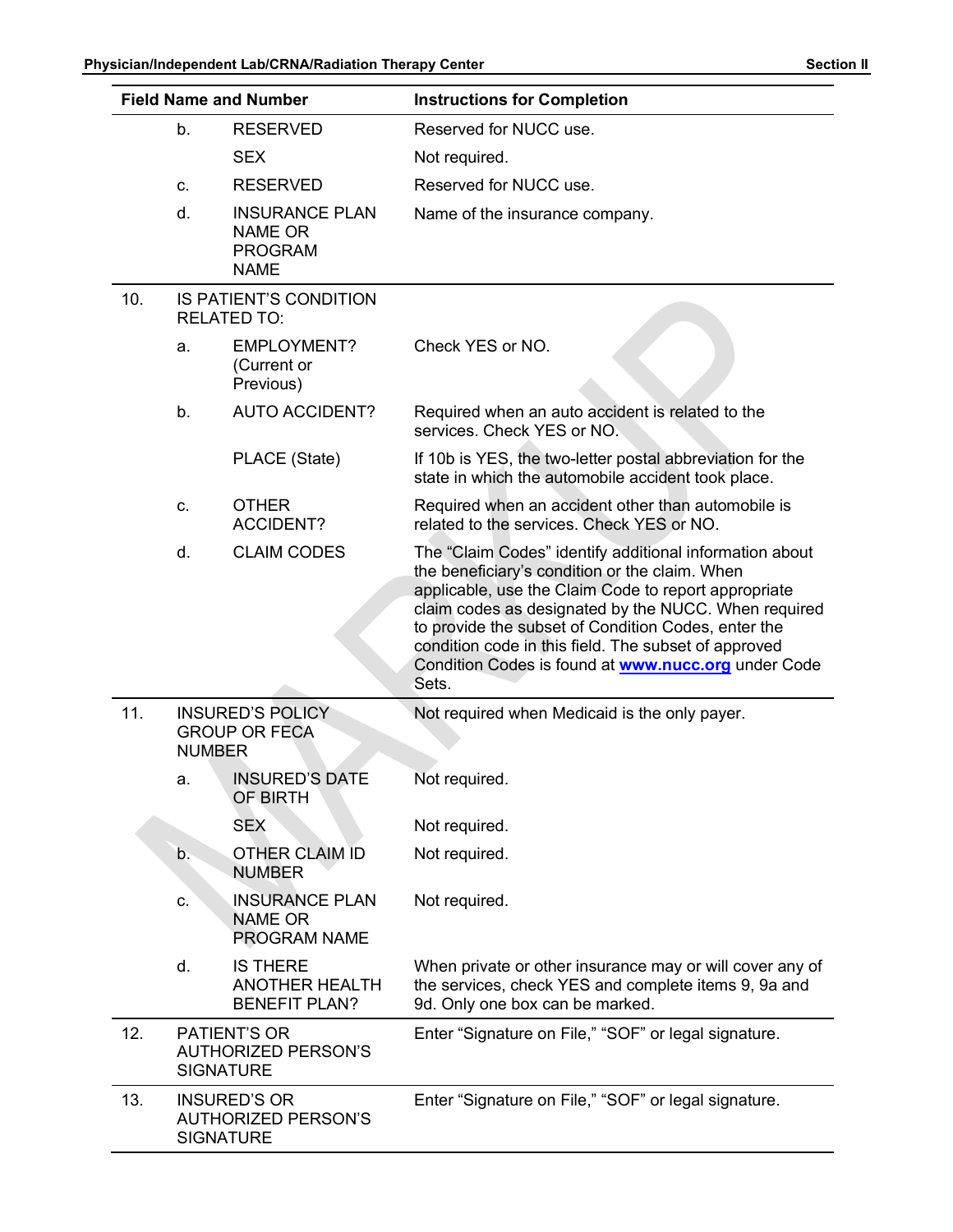| Field Name and Number | | | Instructions for Completion |
|---|---|---|---|
| | b. | RESERVED | Reserved for NUCC use. |
| | | SEX | Not required. |
| | c. | RESERVED | Reserved for NUCC use. |
| | d. | INSURANCE PLAN NAME OR PROGRAM NAME | Name of the insurance company. |
| 10. | IS PATIENT'S CONDITION RELATED TO: | | |
| | a. | EMPLOYMENT? (Current or Previous) | Check YES or NO. |
| | b. | AUTO ACCIDENT? | Required when an auto accident is related to the services. Check YES or NO. |
| | | PLACE (State) | If 10b is YES, the two-letter postal abbreviation for the state in which the automobile accident took place. |
| | c. | OTHER ACCIDENT? | Required when an accident other than automobile is related to the services. Check YES or NO. |
| | d. | CLAIM CODES | The "Claim Codes" identify additional information about the beneficiary's condition or the claim. When applicable, use the Claim Code to report appropriate claim codes as designated by the NUCC. When required to provide the subset of Condition Codes, enter the condition code in this field. The subset of approved Condition Codes is found at **www.nucc.org** under Code Sets. |
| 11. | INSURED'S POLICY GROUP OR FECA NUMBER | | Not required when Medicaid is the only payer. |
| | a. | INSURED'S DATE OF BIRTH | Not required. |
| | | SEX | Not required. |
| | b. | OTHER CLAIM ID NUMBER | Not required. |
| | c. | INSURANCE PLAN NAME OR PROGRAM NAME | Not required. |
| | d. | IS THERE ANOTHER HEALTH BENEFIT PLAN? | When private or other insurance may or will cover any of the services, check YES and complete items 9, 9a and 9d. Only one box can be marked. |
| 12. | PATIENT'S OR AUTHORIZED PERSON'S SIGNATURE | | Enter "Signature on File," "SOF" or legal signature. |
| 13. | INSURED'S OR AUTHORIZED PERSON'S SIGNATURE | | Enter "Signature on File," "SOF" or legal signature. |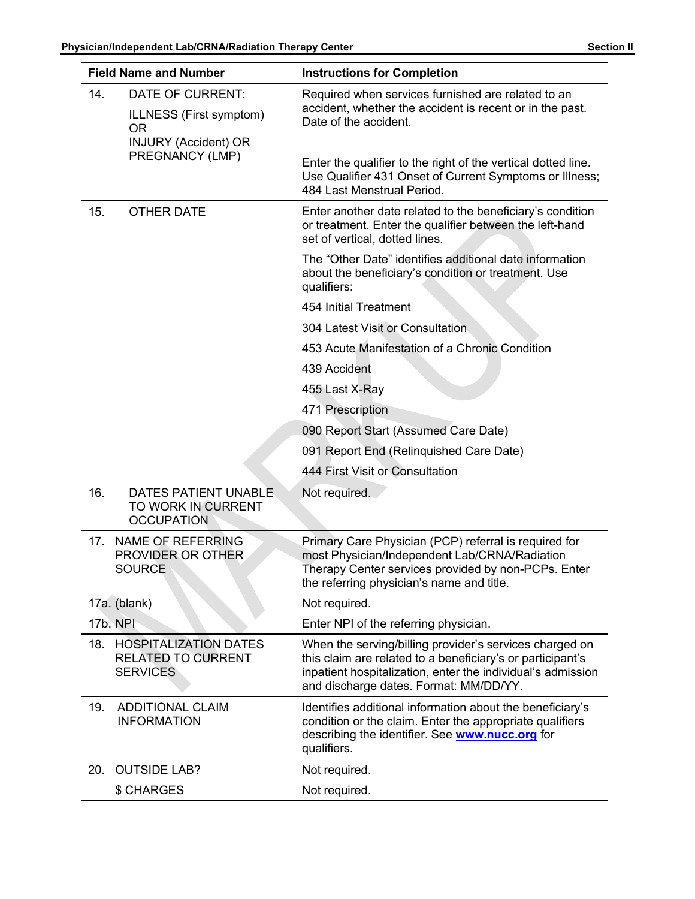| Field Name and Number | Instructions for Completion |
|---|---|
| 14. DATE OF CURRENT: ILLNESS (First symptom) OR INJURY (Accident) OR PREGNANCY (LMP) | Required when services furnished are related to an accident, whether the accident is recent or in the past. Date of the accident.<br><br>Enter the qualifier to the right of the vertical dotted line. Use Qualifier 431 Onset of Current Symptoms or Illness; 484 Last Menstrual Period. |
| 15. OTHER DATE | Enter another date related to the beneficiary's condition or treatment. Enter the qualifier between the left-hand set of vertical, dotted lines.<br><br>The "Other Date" identifies additional date information about the beneficiary's condition or treatment. Use qualifiers:<br><br>454 Initial Treatment<br><br>304 Latest Visit or Consultation<br><br>453 Acute Manifestation of a Chronic Condition<br><br>439 Accident<br><br>455 Last X-Ray<br><br>471 Prescription<br><br>090 Report Start (Assumed Care Date)<br><br>091 Report End (Relinquished Care Date)<br><br>444 First Visit or Consultation |
| 16. DATES PATIENT UNABLE TO WORK IN CURRENT OCCUPATION | Not required. |
| 17. NAME OF REFERRING PROVIDER OR OTHER SOURCE | Primary Care Physician (PCP) referral is required for most Physician/Independent Lab/CRNA/Radiation Therapy Center services provided by non-PCPs. Enter the referring physician's name and title. |
| 17a. (blank) | Not required. |
| 17b. NPI | Enter NPI of the referring physician. |
| 18. HOSPITALIZATION DATES RELATED TO CURRENT SERVICES | When the serving/billing provider's services charged on this claim are related to a beneficiary's or participant's inpatient hospitalization, enter the individual's admission and discharge dates. Format: MM/DD/YY. |
| 19. ADDITIONAL CLAIM INFORMATION | Identifies additional information about the beneficiary's condition or the claim. Enter the appropriate qualifiers describing the identifier. See **www.nucc.org** for qualifiers. |
| 20. OUTSIDE LAB? | Not required. |
| $ CHARGES | Not required. |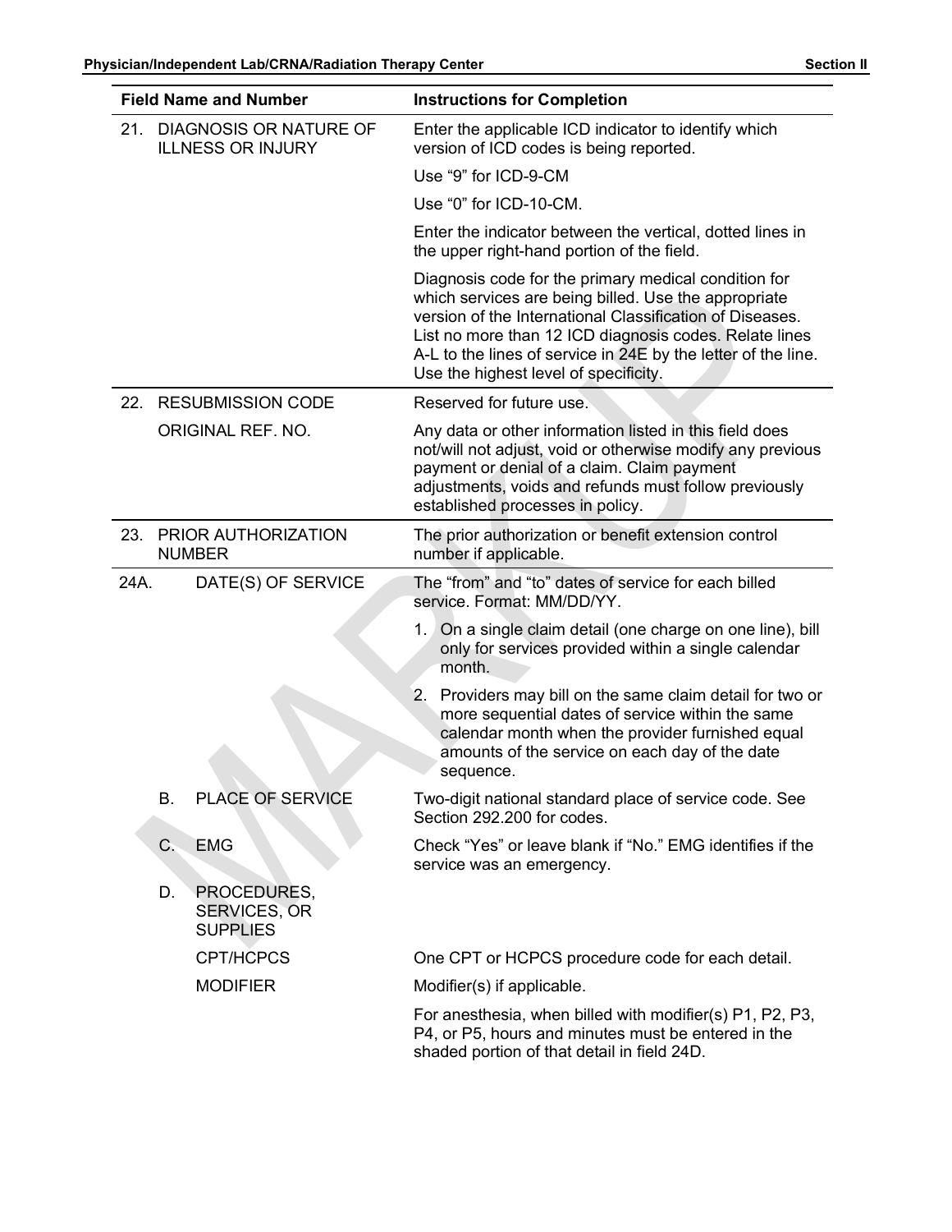| Field Name and Number | Instructions for Completion |
|---|---|
| 21. DIAGNOSIS OR NATURE OF ILLNESS OR INJURY | Enter the applicable ICD indicator to identify which version of ICD codes is being reported.<br><br>Use “9” for ICD-9-CM<br><br>Use “0” for ICD-10-CM.<br><br>Enter the indicator between the vertical, dotted lines in the upper right-hand portion of the field.<br><br>Diagnosis code for the primary medical condition for which services are being billed. Use the appropriate version of the International Classification of Diseases. List no more than 12 ICD diagnosis codes. Relate lines A-L to the lines of service in 24E by the letter of the line. Use the highest level of specificity. |
| 22. RESUBMISSION CODE | Reserved for future use. |
| ORIGINAL REF. NO. | Any data or other information listed in this field does not/will not adjust, void or otherwise modify any previous payment or denial of a claim. Claim payment adjustments, voids and refunds must follow previously established processes in policy. |
| 23. PRIOR AUTHORIZATION NUMBER | The prior authorization or benefit extension control number if applicable. |
| 24A. DATE(S) OF SERVICE | The “from” and “to” dates of service for each billed service. Format: MM/DD/YY.<br><br>1. On a single claim detail (one charge on one line), bill only for services provided within a single calendar month.<br><br>2. Providers may bill on the same claim detail for two or more sequential dates of service within the same calendar month when the provider furnished equal amounts of the service on each day of the date sequence. |
| B. PLACE OF SERVICE | Two-digit national standard place of service code. See Section 292.200 for codes. |
| C. EMG | Check “Yes” or leave blank if “No.” EMG identifies if the service was an emergency. |
| D. PROCEDURES, SERVICES, OR SUPPLIES | |
| CPT/HCPCS | One CPT or HCPCS procedure code for each detail. |
| MODIFIER | Modifier(s) if applicable.<br><br>For anesthesia, when billed with modifier(s) P1, P2, P3, P4, or P5, hours and minutes must be entered in the shaded portion of that detail in field 24D. |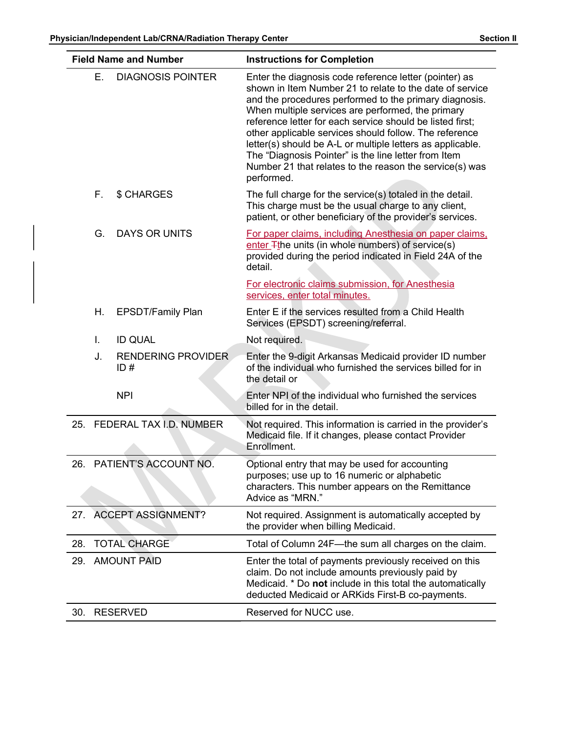| Field Name and Number | | Instructions for Completion |
|---|---|---|
| E. | DIAGNOSIS POINTER | Enter the diagnosis code reference letter (pointer) as shown in Item Number 21 to relate to the date of service and the procedures performed to the primary diagnosis. When multiple services are performed, the primary reference letter for each service should be listed first; other applicable services should follow. The reference letter(s) should be A-L or multiple letters as applicable. The "Diagnosis Pointer" is the line letter from Item Number 21 that relates to the reason the service(s) was performed. |
| F. | $ CHARGES | The full charge for the service(s) totaled in the detail. This charge must be the usual charge to any client, patient, or other beneficiary of the provider's services. |
| G. | DAYS OR UNITS | For paper claims, including Anesthesia on paper claims, enter Tthe units (in whole numbers) of service(s) provided during the period indicated in Field 24A of the detail.<br><br>For electronic claims submission, for Anesthesia services, enter total minutes. |
| H. | EPSDT/Family Plan | Enter E if the services resulted from a Child Health Services (EPSDT) screening/referral. |
| I. | ID QUAL | Not required. |
| J. | RENDERING PROVIDER ID # | Enter the 9-digit Arkansas Medicaid provider ID number of the individual who furnished the services billed for in the detail or |
| | NPI | Enter NPI of the individual who furnished the services billed for in the detail. |
| 25. | FEDERAL TAX I.D. NUMBER | Not required. This information is carried in the provider's Medicaid file. If it changes, please contact Provider Enrollment. |
| 26. | PATIENT'S ACCOUNT NO. | Optional entry that may be used for accounting purposes; use up to 16 numeric or alphabetic characters. This number appears on the Remittance Advice as "MRN." |
| 27. | ACCEPT ASSIGNMENT? | Not required. Assignment is automatically accepted by the provider when billing Medicaid. |
| 28. | TOTAL CHARGE | Total of Column 24F—the sum all charges on the claim. |
| 29. | AMOUNT PAID | Enter the total of payments previously received on this claim. Do not include amounts previously paid by Medicaid. * Do **not** include in this total the automatically deducted Medicaid or ARKids First-B co-payments. |
| 30. | RESERVED | Reserved for NUCC use. |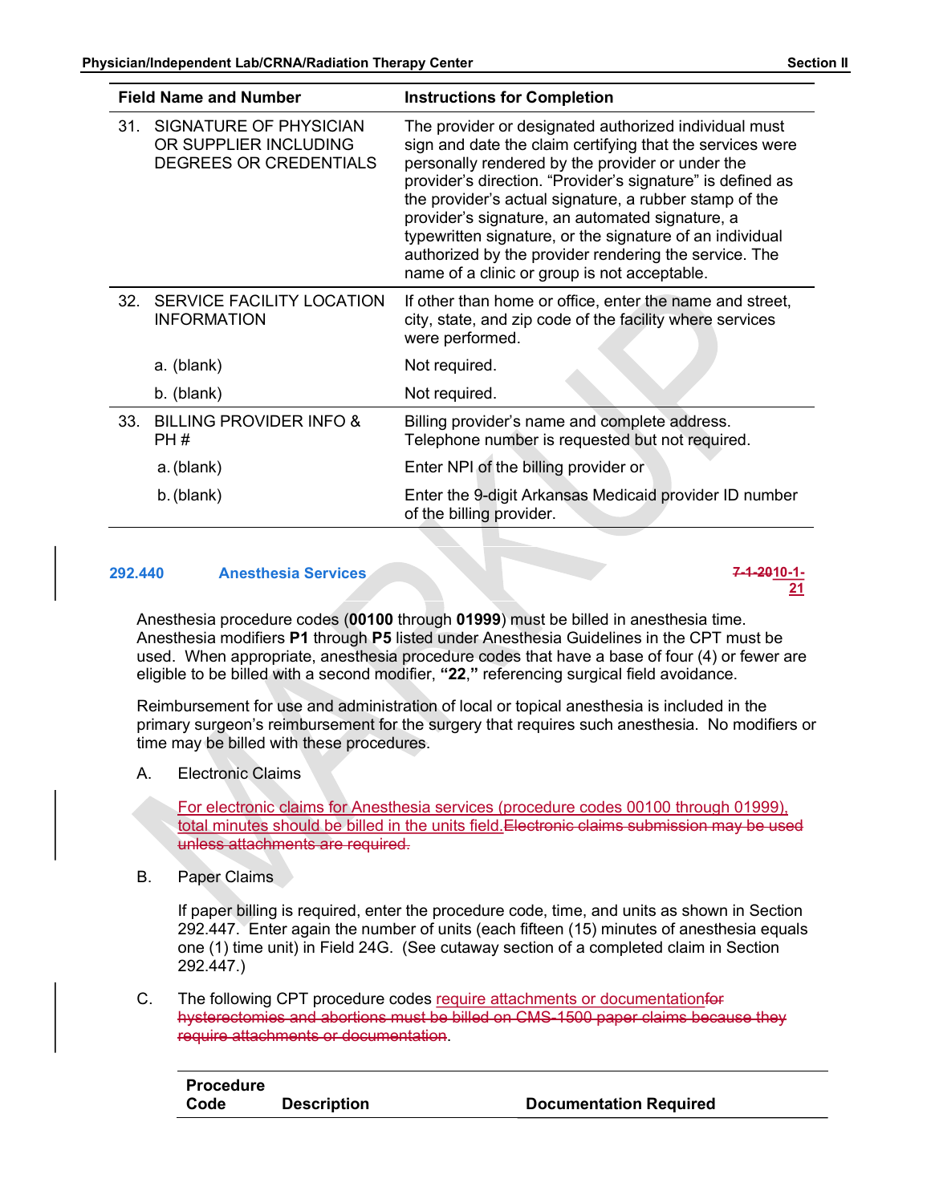| Field Name and Number | Instructions for Completion |
|---|---|
| 31. SIGNATURE OF PHYSICIAN OR SUPPLIER INCLUDING DEGREES OR CREDENTIALS | The provider or designated authorized individual must sign and date the claim certifying that the services were personally rendered by the provider or under the provider's direction. "Provider's signature" is defined as the provider's actual signature, a rubber stamp of the provider's signature, an automated signature, a typewritten signature, or the signature of an individual authorized by the provider rendering the service. The name of a clinic or group is not acceptable. |
| 32. SERVICE FACILITY LOCATION INFORMATION | If other than home or office, enter the name and street, city, state, and zip code of the facility where services were performed. |
| a. (blank) | Not required. |
| b. (blank) | Not required. |
| 33. BILLING PROVIDER INFO & PH # | Billing provider's name and complete address. Telephone number is requested but not required. |
| a. (blank) | Enter NPI of the billing provider or |
| b. (blank) | Enter the 9-digit Arkansas Medicaid provider ID number of the billing provider. |

### 292.440 Anesthesia Services

~~7-1-20~~10-1-21

Anesthesia procedure codes (**00100** through **01999**) must be billed in anesthesia time. Anesthesia modifiers **P1** through **P5** listed under Anesthesia Guidelines in the CPT must be used. When appropriate, anesthesia procedure codes that have a base of four (4) or fewer are eligible to be billed with a second modifier, **"22,"** referencing surgical field avoidance.

Reimbursement for use and administration of local or topical anesthesia is included in the primary surgeon's reimbursement for the surgery that requires such anesthesia. No modifiers or time may be billed with these procedures.

A. Electronic Claims

For electronic claims for Anesthesia services (procedure codes 00100 through 01999), total minutes should be billed in the units field.~~Electronic claims submission may be used unless attachments are required.~~

B. Paper Claims

If paper billing is required, enter the procedure code, time, and units as shown in Section 292.447. Enter again the number of units (each fifteen (15) minutes of anesthesia equals one (1) time unit) in Field 24G. (See cutaway section of a completed claim in Section 292.447.)

C. The following CPT procedure codes require attachments or documentation~~for hysterectomies and abortions must be billed on CMS-1500 paper claims because they require attachments or documentation~~.

| Procedure Code | Description | Documentation Required |
|---|---|---|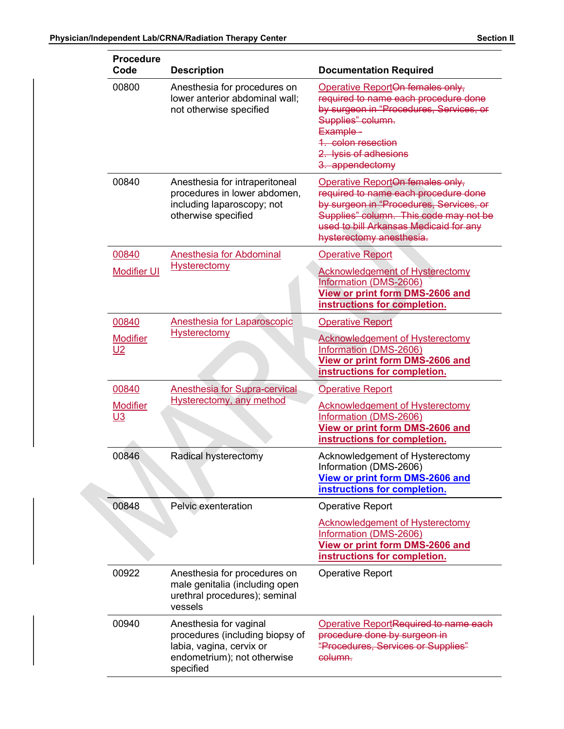| Procedure Code | Description | Documentation Required |
|---|---|---|
| 00800 | Anesthesia for procedures on lower anterior abdominal wall; not otherwise specified | Operative Report~~On females only, required to name each procedure done by surgeon in "Procedures, Services, or Supplies" column. Example - 1. colon resection 2. lysis of adhesions 3. appendectomy~~ |
| 00840 | Anesthesia for intraperitoneal procedures in lower abdomen, including laparoscopy; not otherwise specified | Operative Report~~On females only, required to name each procedure done by surgeon in "Procedures, Services, or Supplies" column. This code may not be used to bill Arkansas Medicaid for any hysterectomy anesthesia.~~ |
| 00840 Modifier UI | Anesthesia for Abdominal Hysterectomy | Operative Report<br>Acknowledgement of Hysterectomy Information (DMS-2606)<br>**View or print form DMS-2606 and instructions for completion.** |
| 00840 Modifier U2 | Anesthesia for Laparoscopic Hysterectomy | Operative Report<br>Acknowledgement of Hysterectomy Information (DMS-2606)<br>**View or print form DMS-2606 and instructions for completion.** |
| 00840 Modifier U3 | Anesthesia for Supra-cervical Hysterectomy, any method | Operative Report<br>Acknowledgement of Hysterectomy Information (DMS-2606)<br>**View or print form DMS-2606 and instructions for completion.** |
| 00846 | Radical hysterectomy | Acknowledgement of Hysterectomy Information (DMS-2606)<br>**View or print form DMS-2606 and instructions for completion.** |
| 00848 | Pelvic exenteration | Operative Report<br>Acknowledgement of Hysterectomy Information (DMS-2606)<br>**View or print form DMS-2606 and instructions for completion.** |
| 00922 | Anesthesia for procedures on male genitalia (including open urethral procedures); seminal vessels | Operative Report |
| 00940 | Anesthesia for vaginal procedures (including biopsy of labia, vagina, cervix or endometrium); not otherwise specified | Operative Report~~Required to name each procedure done by surgeon in "Procedures, Services or Supplies" column.~~ |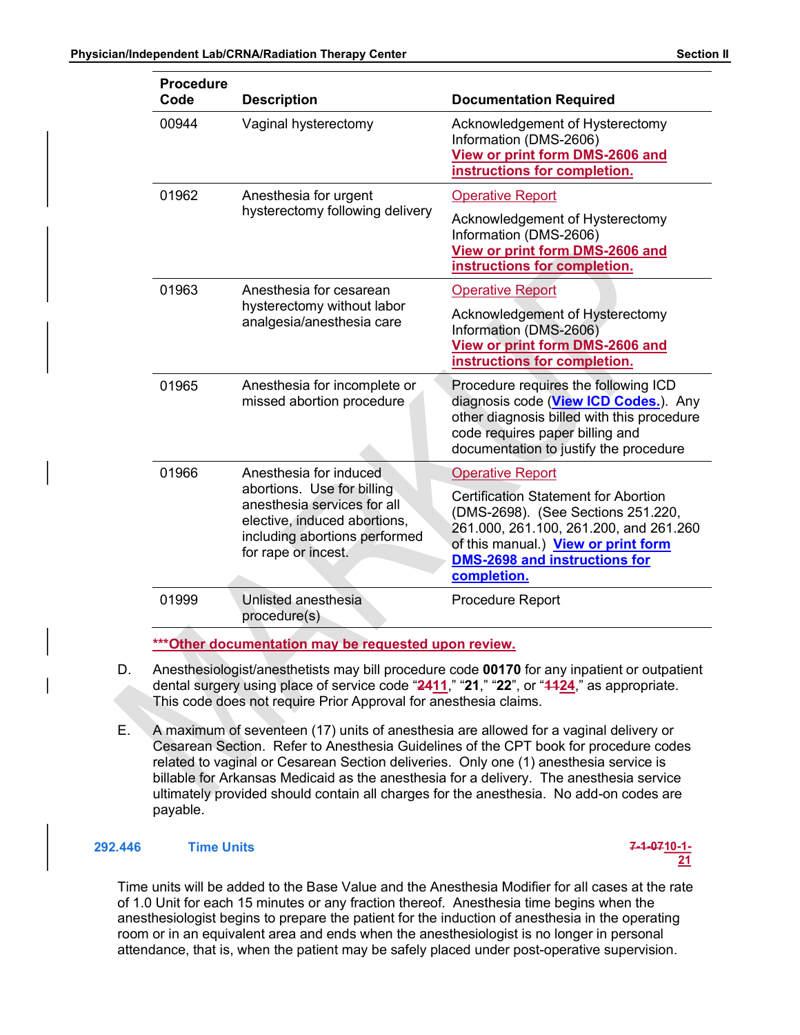| Procedure Code | Description | Documentation Required |
|---|---|---|
| 00944 | Vaginal hysterectomy | Acknowledgement of Hysterectomy Information (DMS-2606) **View or print form DMS-2606 and instructions for completion.** |
| 01962 | Anesthesia for urgent hysterectomy following delivery | Operative Report<br>Acknowledgement of Hysterectomy Information (DMS-2606) **View or print form DMS-2606 and instructions for completion.** |
| 01963 | Anesthesia for cesarean hysterectomy without labor analgesia/anesthesia care | Operative Report<br>Acknowledgement of Hysterectomy Information (DMS-2606) **View or print form DMS-2606 and instructions for completion.** |
| 01965 | Anesthesia for incomplete or missed abortion procedure | Procedure requires the following ICD diagnosis code (**View ICD Codes.**). Any other diagnosis billed with this procedure code requires paper billing and documentation to justify the procedure |
| 01966 | Anesthesia for induced abortions. Use for billing anesthesia services for all elective, induced abortions, including abortions performed for rape or incest. | Operative Report<br>Certification Statement for Abortion (DMS-2698). (See Sections 251.220, 261.000, 261.100, 261.200, and 261.260 of this manual.) **View or print form DMS-2698 and instructions for completion.** |
| 01999 | Unlisted anesthesia procedure(s) | Procedure Report |

**\*\*\*Other documentation may be requested upon review.**

D. Anesthesiologist/anesthetists may bill procedure code **00170** for any inpatient or outpatient dental surgery using place of service code "~~24~~11," "**21**," "**22**", or "~~11~~24," as appropriate. This code does not require Prior Approval for anesthesia claims.

E. A maximum of seventeen (17) units of anesthesia are allowed for a vaginal delivery or Cesarean Section. Refer to Anesthesia Guidelines of the CPT book for procedure codes related to vaginal or Cesarean Section deliveries. Only one (1) anesthesia service is billable for Arkansas Medicaid as the anesthesia for a delivery. The anesthesia service ultimately provided should contain all charges for the anesthesia. No add-on codes are payable.

### 292.446 Time Units ~~7-1-07~~10-1-21

Time units will be added to the Base Value and the Anesthesia Modifier for all cases at the rate of 1.0 Unit for each 15 minutes or any fraction thereof. Anesthesia time begins when the anesthesiologist begins to prepare the patient for the induction of anesthesia in the operating room or in an equivalent area and ends when the anesthesiologist is no longer in personal attendance, that is, when the patient may be safely placed under post-operative supervision.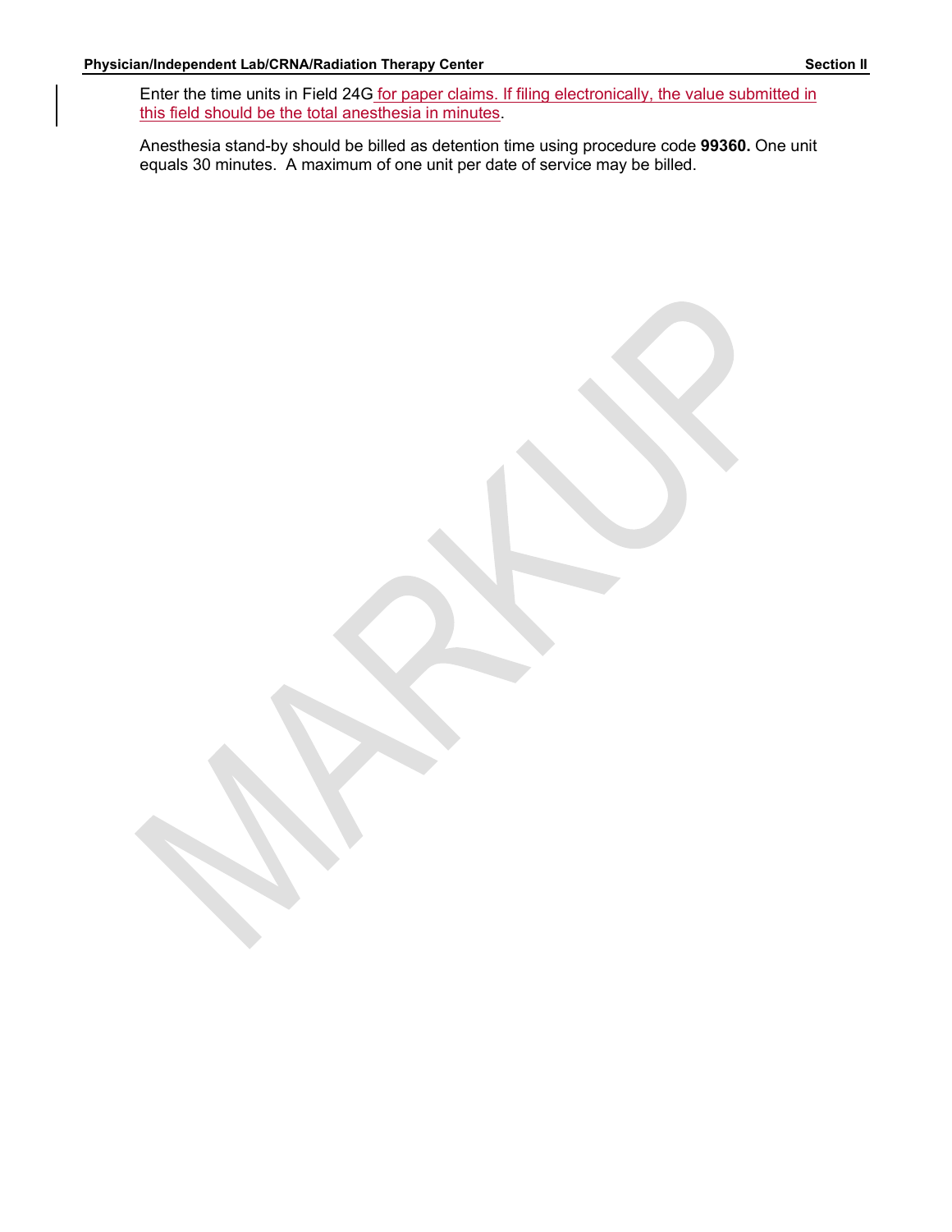Enter the time units in Field 24G for paper claims. If filing electronically, the value submitted in this field should be the total anesthesia in minutes.

Anesthesia stand-by should be billed as detention time using procedure code **99360.** One unit equals 30 minutes. A maximum of one unit per date of service may be billed.